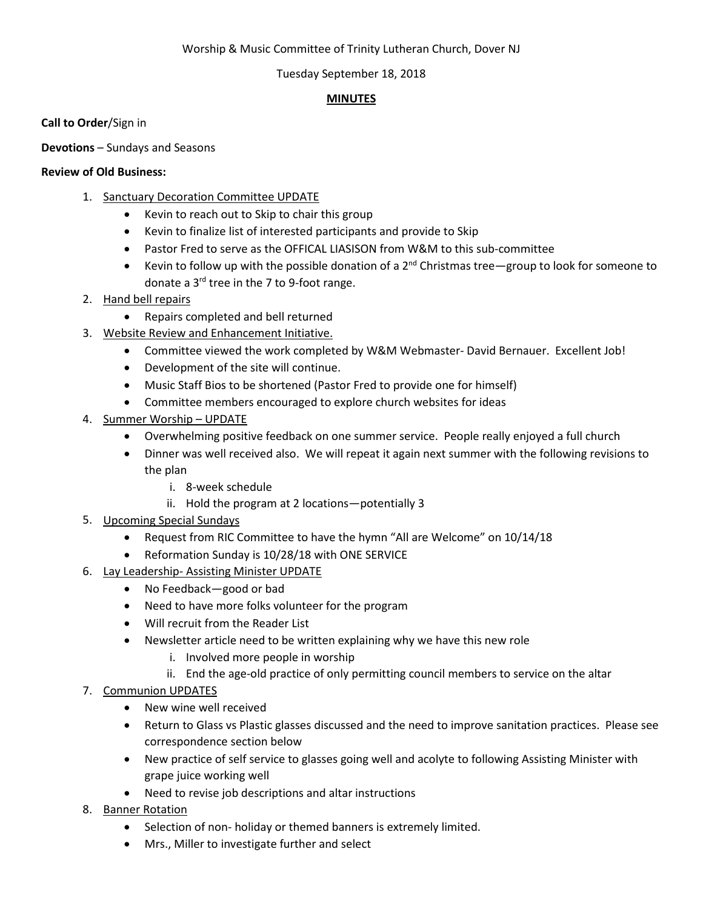Worship & Music Committee of Trinity Lutheran Church, Dover NJ

Tuesday September 18, 2018

**MINUTES**

**Call to Order**/Sign in

**Devotions** – Sundays and Seasons

**Review of Old Business:**

1. Sanctuary Decoration Committee UPDATE
   - Kevin to reach out to Skip to chair this group
   - Kevin to finalize list of interested participants and provide to Skip
   - Pastor Fred to serve as the OFFICAL LIASISON from W&M to this sub-committee
   - Kevin to follow up with the possible donation of a 2nd Christmas tree—group to look for someone to donate a 3rd tree in the 7 to 9-foot range.
2. Hand bell repairs
   - Repairs completed and bell returned
3. Website Review and Enhancement Initiative.
   - Committee viewed the work completed by W&M Webmaster- David Bernauer. Excellent Job!
   - Development of the site will continue.
   - Music Staff Bios to be shortened (Pastor Fred to provide one for himself)
   - Committee members encouraged to explore church websites for ideas
4. Summer Worship – UPDATE
   - Overwhelming positive feedback on one summer service. People really enjoyed a full church
   - Dinner was well received also. We will repeat it again next summer with the following revisions to the plan
     1. 8-week schedule
     2. Hold the program at 2 locations—potentially 3
5. Upcoming Special Sundays
   - Request from RIC Committee to have the hymn "All are Welcome" on 10/14/18
   - Reformation Sunday is 10/28/18 with ONE SERVICE
6. Lay Leadership- Assisting Minister UPDATE
   - No Feedback—good or bad
   - Need to have more folks volunteer for the program
   - Will recruit from the Reader List
   - Newsletter article need to be written explaining why we have this new role
     1. Involved more people in worship
     2. End the age-old practice of only permitting council members to service on the altar
7. Communion UPDATES
   - New wine well received
   - Return to Glass vs Plastic glasses discussed and the need to improve sanitation practices. Please see correspondence section below
   - New practice of self service to glasses going well and acolyte to following Assisting Minister with grape juice working well
   - Need to revise job descriptions and altar instructions
8. Banner Rotation
   - Selection of non- holiday or themed banners is extremely limited.
   - Mrs., Miller to investigate further and select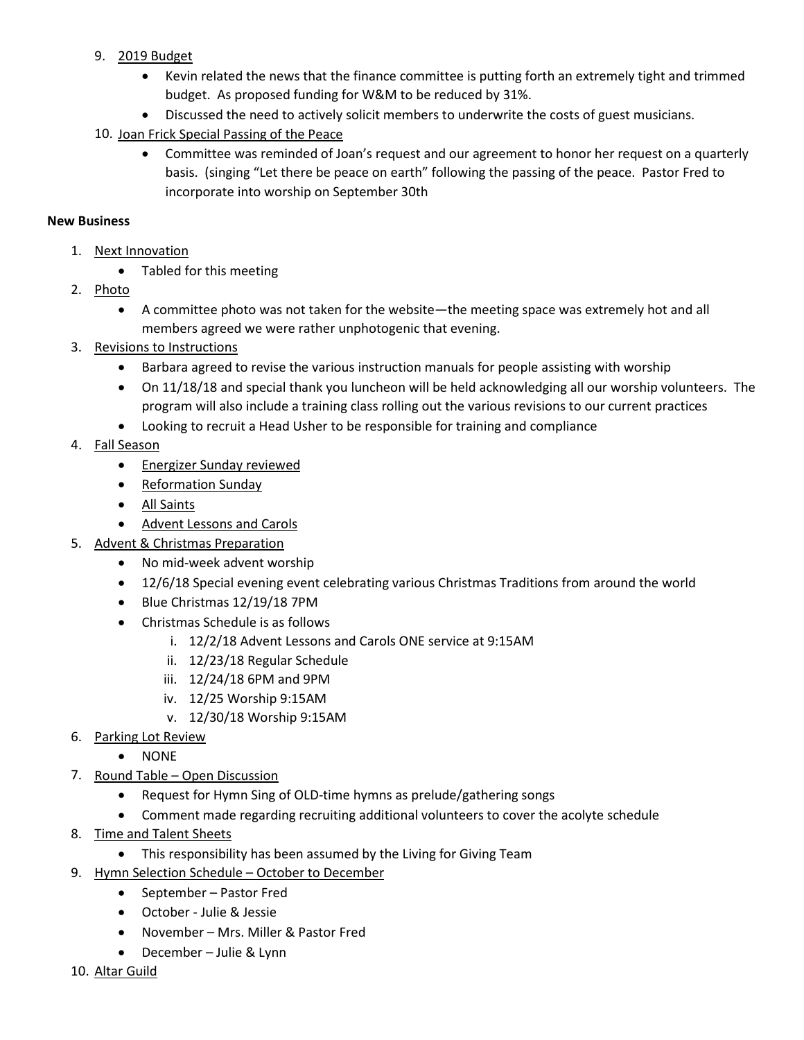9. <u>2019 Budget</u>
   - Kevin related the news that the finance committee is putting forth an extremely tight and trimmed budget. As proposed funding for W&M to be reduced by 31%.
   - Discussed the need to actively solicit members to underwrite the costs of guest musicians.
10. <u>Joan Frick Special Passing of the Peace</u>
    - Committee was reminded of Joan's request and our agreement to honor her request on a quarterly basis. (singing "Let there be peace on earth" following the passing of the peace. Pastor Fred to incorporate into worship on September 30th

**New Business**

1. <u>Next Innovation</u>
   - Tabled for this meeting
2. <u>Photo</u>
   - A committee photo was not taken for the website—the meeting space was extremely hot and all members agreed we were rather unphotogenic that evening.
3. <u>Revisions to Instructions</u>
   - Barbara agreed to revise the various instruction manuals for people assisting with worship
   - On 11/18/18 and special thank you luncheon will be held acknowledging all our worship volunteers. The program will also include a training class rolling out the various revisions to our current practices
   - Looking to recruit a Head Usher to be responsible for training and compliance
4. <u>Fall Season</u>
   - <u>Energizer Sunday reviewed</u>
   - <u>Reformation Sunday</u>
   - <u>All Saints</u>
   - <u>Advent Lessons and Carols</u>
5. <u>Advent & Christmas Preparation</u>
   - No mid-week advent worship
   - 12/6/18 Special evening event celebrating various Christmas Traditions from around the world
   - Blue Christmas 12/19/18 7PM
   - Christmas Schedule is as follows
     1. 12/2/18 Advent Lessons and Carols ONE service at 9:15AM
     2. 12/23/18 Regular Schedule
     3. 12/24/18 6PM and 9PM
     4. 12/25 Worship 9:15AM
     5. 12/30/18 Worship 9:15AM
6. <u>Parking Lot Review</u>
   - NONE
7. <u>Round Table – Open Discussion</u>
   - Request for Hymn Sing of OLD-time hymns as prelude/gathering songs
   - Comment made regarding recruiting additional volunteers to cover the acolyte schedule
8. <u>Time and Talent Sheets</u>
   - This responsibility has been assumed by the Living for Giving Team
9. <u>Hymn Selection Schedule – October to December</u>
   - September – Pastor Fred
   - October - Julie & Jessie
   - November – Mrs. Miller & Pastor Fred
   - December – Julie & Lynn
10. <u>Altar Guild</u>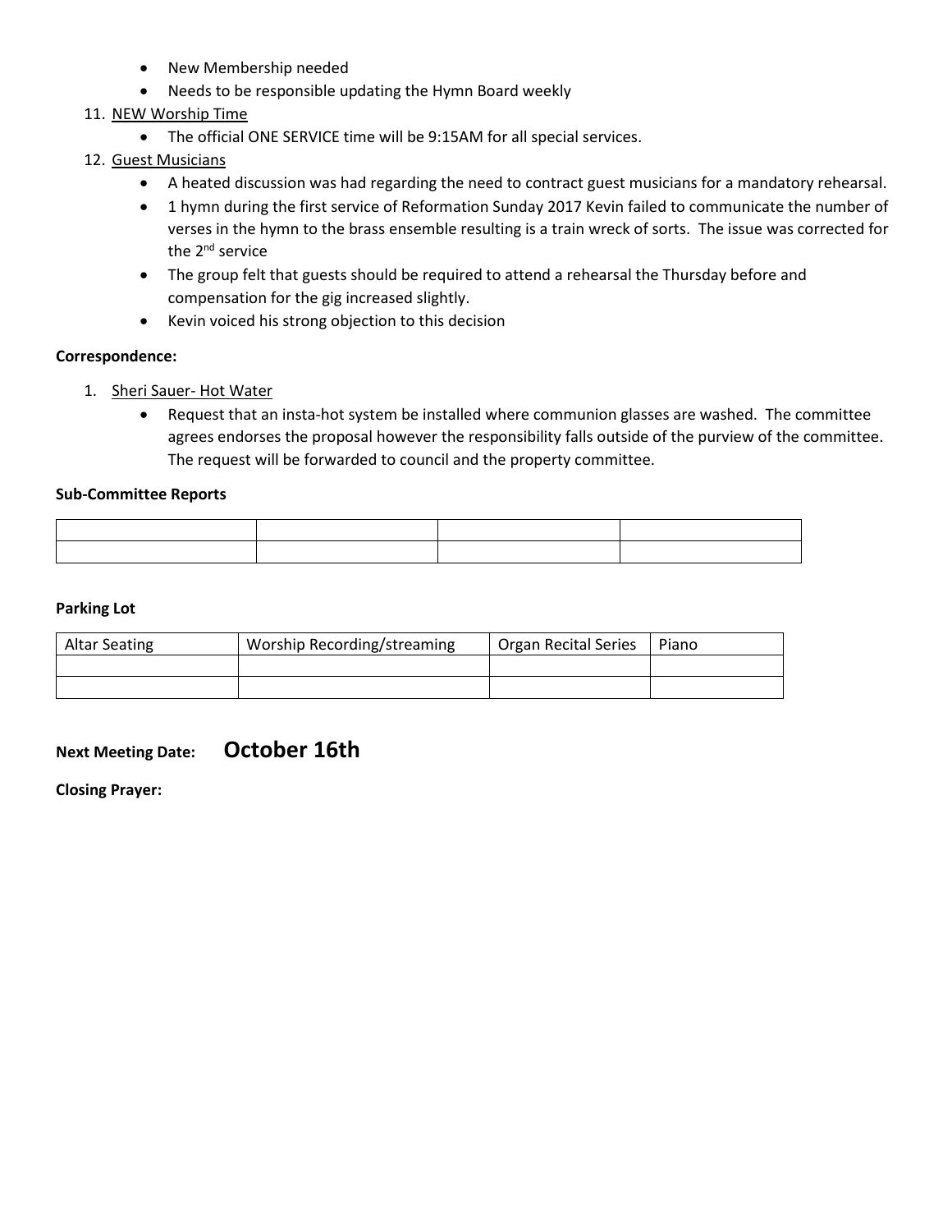- New Membership needed
- Needs to be responsible updating the Hymn Board weekly

11. NEW Worship Time
    - The official ONE SERVICE time will be 9:15AM for all special services.
12. Guest Musicians
    - A heated discussion was had regarding the need to contract guest musicians for a mandatory rehearsal.
    - 1 hymn during the first service of Reformation Sunday 2017 Kevin failed to communicate the number of verses in the hymn to the brass ensemble resulting is a train wreck of sorts. The issue was corrected for the 2nd service
    - The group felt that guests should be required to attend a rehearsal the Thursday before and compensation for the gig increased slightly.
    - Kevin voiced his strong objection to this decision

**Correspondence:**

1. Sheri Sauer- Hot Water
    - Request that an insta-hot system be installed where communion glasses are washed. The committee agrees endorses the proposal however the responsibility falls outside of the purview of the committee. The request will be forwarded to council and the property committee.

**Sub-Committee Reports**

| | | | |
|---|---|---|---|
| | | | |
| | | | |

**Parking Lot**

| Altar Seating | Worship Recording/streaming | Organ Recital Series | Piano |
|---|---|---|---|
| | | | |
| | | | |

**Next Meeting Date:** **October 16th**

**Closing Prayer:**